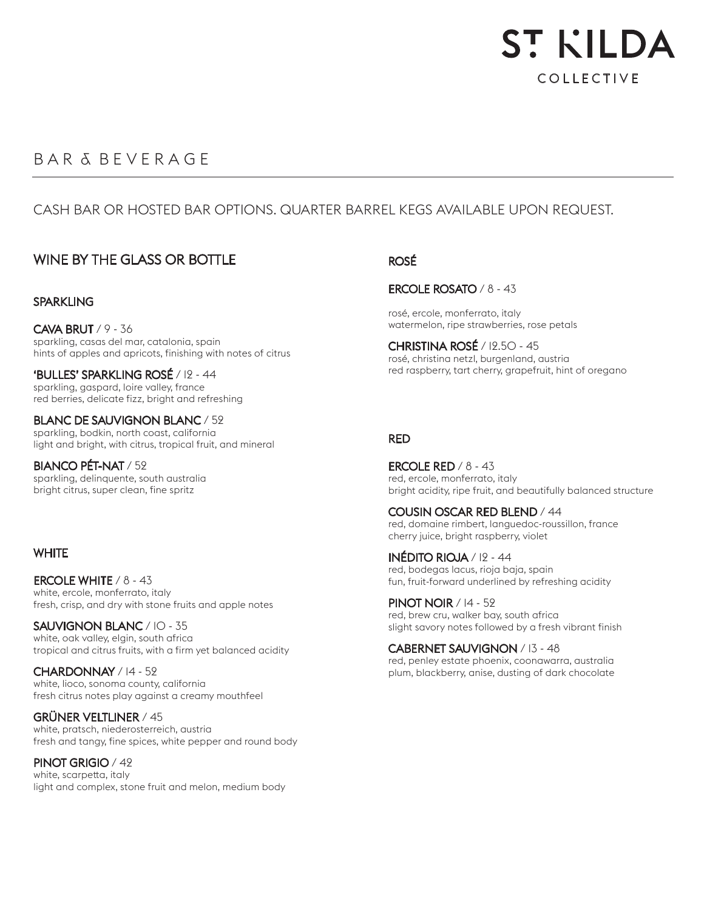# ST KILDA COLLECTIVE

## BAR & BEVERAGE

CASH BAR OR HOSTED BAR OPTIONS. QUARTER BARREL KEGS AVAILABLE UPON REQUEST.

## WINE BY THE GLASS OR BOTTLE

### SPARKLING

**CAVA BRUT** / 9 - 36
sparkling, casas del mar, catalonia, spain
hints of apples and apricots, finishing with notes of citrus

**'BULLES' SPARKLING ROSÉ** / 12 - 44
sparkling, gaspard, loire valley, france
red berries, delicate fizz, bright and refreshing

**BLANC DE SAUVIGNON BLANC** / 52
sparkling, bodkin, north coast, california
light and bright, with citrus, tropical fruit, and mineral

**BIANCO PÉT-NAT** / 52
sparkling, delinquente, south australia
bright citrus, super clean, fine spritz

### WHITE

**ERCOLE WHITE** / 8 - 43
white, ercole, monferrato, italy
fresh, crisp, and dry with stone fruits and apple notes

**SAUVIGNON BLANC** / 10 - 35
white, oak valley, elgin, south africa
tropical and citrus fruits, with a firm yet balanced acidity

**CHARDONNAY** / 14 - 52
white, lioco, sonoma county, california
fresh citrus notes play against a creamy mouthfeel

**GRÜNER VELTLINER** / 45
white, pratsch, niederosterreich, austria
fresh and tangy, fine spices, white pepper and round body

**PINOT GRIGIO** / 42
white, scarpetta, italy
light and complex, stone fruit and melon, medium body

### ROSÉ

**ERCOLE ROSATO** / 8 - 43
rosé, ercole, monferrato, italy
watermelon, ripe strawberries, rose petals

**CHRISTINA ROSÉ** / 12.50 - 45
rosé, christina netzl, burgenland, austria
red raspberry, tart cherry, grapefruit, hint of oregano

### RED

**ERCOLE RED** / 8 - 43
red, ercole, monferrato, italy
bright acidity, ripe fruit, and beautifully balanced structure

**COUSIN OSCAR RED BLEND** / 44
red, domaine rimbert, languedoc-roussillon, france
cherry juice, bright raspberry, violet

**INÉDITO RIOJA** / 12 - 44
red, bodegas lacus, rioja baja, spain
fun, fruit-forward underlined by refreshing acidity

**PINOT NOIR** / 14 - 52
red, brew cru, walker bay, south africa
slight savory notes followed by a fresh vibrant finish

**CABERNET SAUVIGNON** / 13 - 48
red, penley estate phoenix, coonawarra, australia
plum, blackberry, anise, dusting of dark chocolate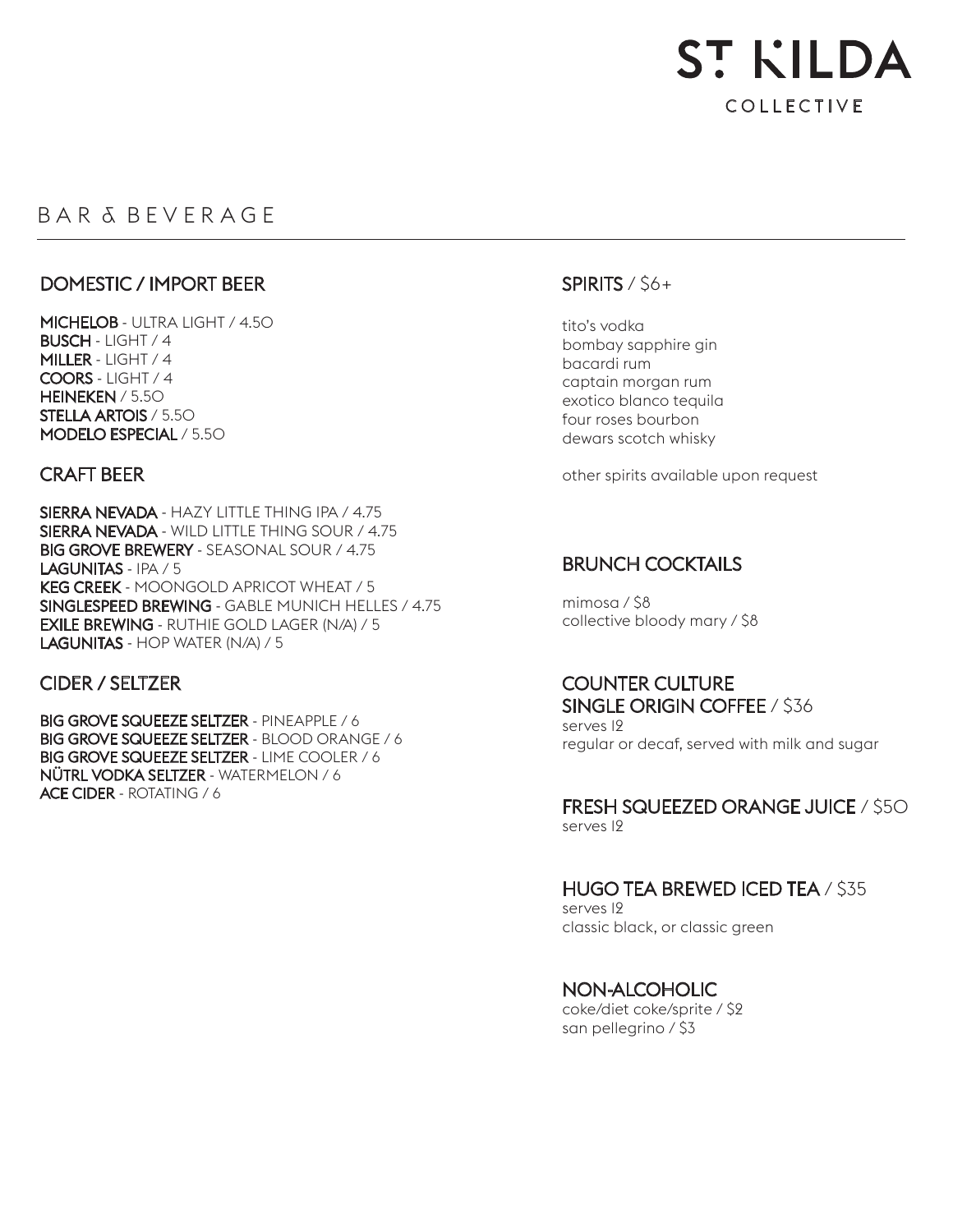# ST KILDA

COLLECTIVE

## BAR & BEVERAGE

### DOMESTIC / IMPORT BEER

**MICHELOB** - ULTRA LIGHT / 4.50
**BUSCH** - LIGHT / 4
**MILLER** - LIGHT / 4
**COORS** - LIGHT / 4
**HEINEKEN** / 5.50
**STELLA ARTOIS** / 5.50
**MODELO ESPECIAL** / 5.50

### CRAFT BEER

**SIERRA NEVADA** - HAZY LITTLE THING IPA / 4.75
**SIERRA NEVADA** - WILD LITTLE THING SOUR / 4.75
**BIG GROVE BREWERY** - SEASONAL SOUR / 4.75
**LAGUNITAS** - IPA / 5
**KEG CREEK** - MOONGOLD APRICOT WHEAT / 5
**SINGLESPEED BREWING** - GABLE MUNICH HELLES / 4.75
**EXILE BREWING** - RUTHIE GOLD LAGER (N/A) / 5
**LAGUNITAS** - HOP WATER (N/A) / 5

### CIDER / SELTZER

**BIG GROVE SQUEEZE SELTZER** - PINEAPPLE / 6
**BIG GROVE SQUEEZE SELTZER** - BLOOD ORANGE / 6
**BIG GROVE SQUEEZE SELTZER** - LIME COOLER / 6
**NÜTRL VODKA SELTZER** - WATERMELON / 6
**ACE CIDER** - ROTATING / 6

### SPIRITS / $6+

tito's vodka
bombay sapphire gin
bacardi rum
captain morgan rum
exotico blanco tequila
four roses bourbon
dewars scotch whisky

other spirits available upon request

### BRUNCH COCKTAILS

mimosa / $8
collective bloody mary / $8

### COUNTER CULTURE SINGLE ORIGIN COFFEE / $36

serves 12
regular or decaf, served with milk and sugar

### FRESH SQUEEZED ORANGE JUICE / $50

serves 12

### HUGO TEA BREWED ICED TEA / $35

serves 12
classic black, or classic green

### NON-ALCOHOLIC

coke/diet coke/sprite / $2
san pellegrino / $3